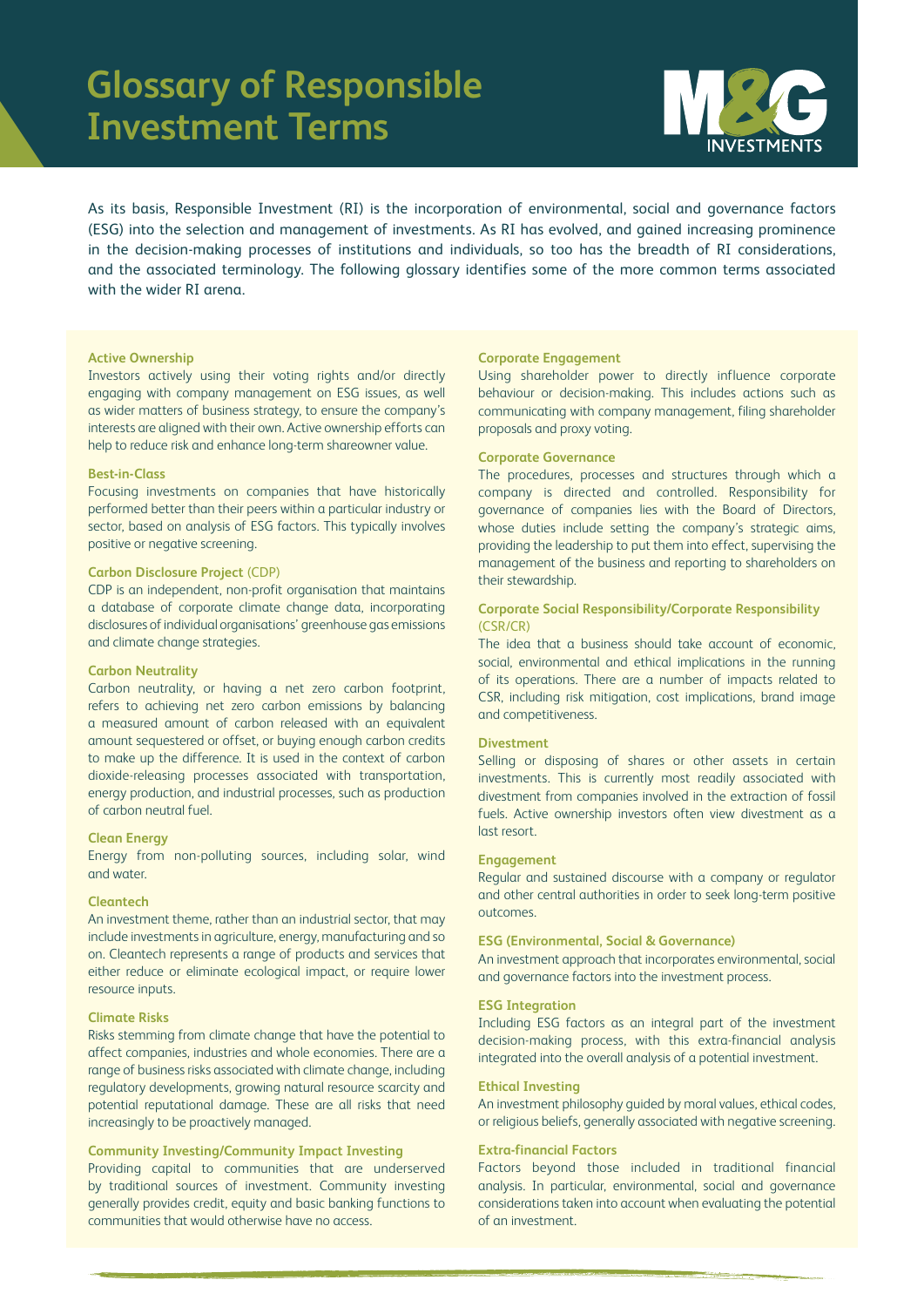# Glossary of Responsible Investment Terms

As its basis, Responsible Investment (RI) is the incorporation of environmental, social and governance factors (ESG) into the selection and management of investments. As RI has evolved, and gained increasing prominence in the decision-making processes of institutions and individuals, so too has the breadth of RI considerations, and the associated terminology. The following glossary identifies some of the more common terms associated with the wider RI arena.

**Active Ownership**
Investors actively using their voting rights and/or directly engaging with company management on ESG issues, as well as wider matters of business strategy, to ensure the company's interests are aligned with their own. Active ownership efforts can help to reduce risk and enhance long-term shareowner value.

**Best-in-Class**
Focusing investments on companies that have historically performed better than their peers within a particular industry or sector, based on analysis of ESG factors. This typically involves positive or negative screening.

**Carbon Disclosure Project** (CDP)
CDP is an independent, non-profit organisation that maintains a database of corporate climate change data, incorporating disclosures of individual organisations' greenhouse gas emissions and climate change strategies.

**Carbon Neutrality**
Carbon neutrality, or having a net zero carbon footprint, refers to achieving net zero carbon emissions by balancing a measured amount of carbon released with an equivalent amount sequestered or offset, or buying enough carbon credits to make up the difference. It is used in the context of carbon dioxide-releasing processes associated with transportation, energy production, and industrial processes, such as production of carbon neutral fuel.

**Clean Energy**
Energy from non-polluting sources, including solar, wind and water.

**Cleantech**
An investment theme, rather than an industrial sector, that may include investments in agriculture, energy, manufacturing and so on. Cleantech represents a range of products and services that either reduce or eliminate ecological impact, or require lower resource inputs.

**Climate Risks**
Risks stemming from climate change that have the potential to affect companies, industries and whole economies. There are a range of business risks associated with climate change, including regulatory developments, growing natural resource scarcity and potential reputational damage. These are all risks that need increasingly to be proactively managed.

**Community Investing/Community Impact Investing**
Providing capital to communities that are underserved by traditional sources of investment. Community investing generally provides credit, equity and basic banking functions to communities that would otherwise have no access.

**Corporate Engagement**
Using shareholder power to directly influence corporate behaviour or decision-making. This includes actions such as communicating with company management, filing shareholder proposals and proxy voting.

**Corporate Governance**
The procedures, processes and structures through which a company is directed and controlled. Responsibility for governance of companies lies with the Board of Directors, whose duties include setting the company's strategic aims, providing the leadership to put them into effect, supervising the management of the business and reporting to shareholders on their stewardship.

**Corporate Social Responsibility/Corporate Responsibility** (CSR/CR)
The idea that a business should take account of economic, social, environmental and ethical implications in the running of its operations. There are a number of impacts related to CSR, including risk mitigation, cost implications, brand image and competitiveness.

**Divestment**
Selling or disposing of shares or other assets in certain investments. This is currently most readily associated with divestment from companies involved in the extraction of fossil fuels. Active ownership investors often view divestment as a last resort.

**Engagement**
Regular and sustained discourse with a company or regulator and other central authorities in order to seek long-term positive outcomes.

**ESG (Environmental, Social & Governance)**
An investment approach that incorporates environmental, social and governance factors into the investment process.

**ESG Integration**
Including ESG factors as an integral part of the investment decision-making process, with this extra-financial analysis integrated into the overall analysis of a potential investment.

**Ethical Investing**
An investment philosophy guided by moral values, ethical codes, or religious beliefs, generally associated with negative screening.

**Extra-financial Factors**
Factors beyond those included in traditional financial analysis. In particular, environmental, social and governance considerations taken into account when evaluating the potential of an investment.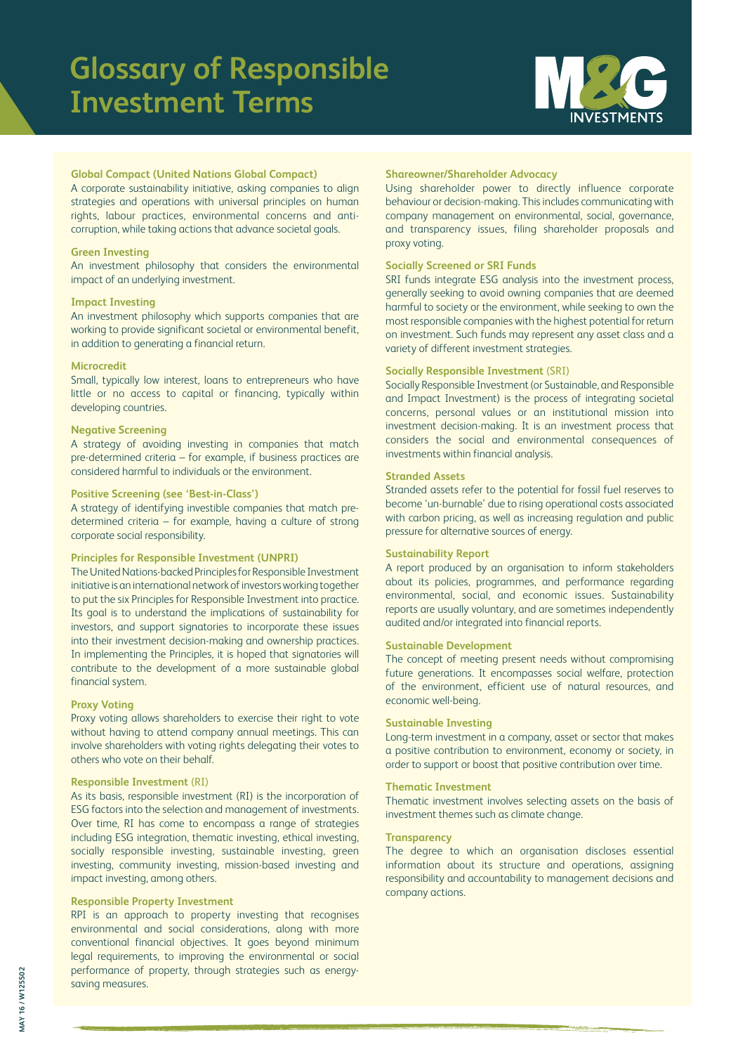# Glossary of Responsible Investment Terms

### Global Compact (United Nations Global Compact)

A corporate sustainability initiative, asking companies to align strategies and operations with universal principles on human rights, labour practices, environmental concerns and anti-corruption, while taking actions that advance societal goals.

### Green Investing

An investment philosophy that considers the environmental impact of an underlying investment.

### Impact Investing

An investment philosophy which supports companies that are working to provide significant societal or environmental benefit, in addition to generating a financial return.

### Microcredit

Small, typically low interest, loans to entrepreneurs who have little or no access to capital or financing, typically within developing countries.

### Negative Screening

A strategy of avoiding investing in companies that match pre-determined criteria – for example, if business practices are considered harmful to individuals or the environment.

### Positive Screening (see 'Best-in-Class')

A strategy of identifying investible companies that match pre-determined criteria – for example, having a culture of strong corporate social responsibility.

### Principles for Responsible Investment (UNPRI)

The United Nations-backed Principles for Responsible Investment initiative is an international network of investors working together to put the six Principles for Responsible Investment into practice. Its goal is to understand the implications of sustainability for investors, and support signatories to incorporate these issues into their investment decision-making and ownership practices. In implementing the Principles, it is hoped that signatories will contribute to the development of a more sustainable global financial system.

### Proxy Voting

Proxy voting allows shareholders to exercise their right to vote without having to attend company annual meetings. This can involve shareholders with voting rights delegating their votes to others who vote on their behalf.

### Responsible Investment (RI)

As its basis, responsible investment (RI) is the incorporation of ESG factors into the selection and management of investments. Over time, RI has come to encompass a range of strategies including ESG integration, thematic investing, ethical investing, socially responsible investing, sustainable investing, green investing, community investing, mission-based investing and impact investing, among others.

### Responsible Property Investment

RPI is an approach to property investing that recognises environmental and social considerations, along with more conventional financial objectives. It goes beyond minimum legal requirements, to improving the environmental or social performance of property, through strategies such as energy-saving measures.

### Shareowner/Shareholder Advocacy

Using shareholder power to directly influence corporate behaviour or decision-making. This includes communicating with company management on environmental, social, governance, and transparency issues, filing shareholder proposals and proxy voting.

### Socially Screened or SRI Funds

SRI funds integrate ESG analysis into the investment process, generally seeking to avoid owning companies that are deemed harmful to society or the environment, while seeking to own the most responsible companies with the highest potential for return on investment. Such funds may represent any asset class and a variety of different investment strategies.

### Socially Responsible Investment (SRI)

Socially Responsible Investment (or Sustainable, and Responsible and Impact Investment) is the process of integrating societal concerns, personal values or an institutional mission into investment decision-making. It is an investment process that considers the social and environmental consequences of investments within financial analysis.

### Stranded Assets

Stranded assets refer to the potential for fossil fuel reserves to become 'un-burnable' due to rising operational costs associated with carbon pricing, as well as increasing regulation and public pressure for alternative sources of energy.

### Sustainability Report

A report produced by an organisation to inform stakeholders about its policies, programmes, and performance regarding environmental, social, and economic issues. Sustainability reports are usually voluntary, and are sometimes independently audited and/or integrated into financial reports.

### Sustainable Development

The concept of meeting present needs without compromising future generations. It encompasses social welfare, protection of the environment, efficient use of natural resources, and economic well-being.

### Sustainable Investing

Long-term investment in a company, asset or sector that makes a positive contribution to environment, economy or society, in order to support or boost that positive contribution over time.

### Thematic Investment

Thematic investment involves selecting assets on the basis of investment themes such as climate change.

### Transparency

The degree to which an organisation discloses essential information about its structure and operations, assigning responsibility and accountability to management decisions and company actions.

MAY 16 / W125502